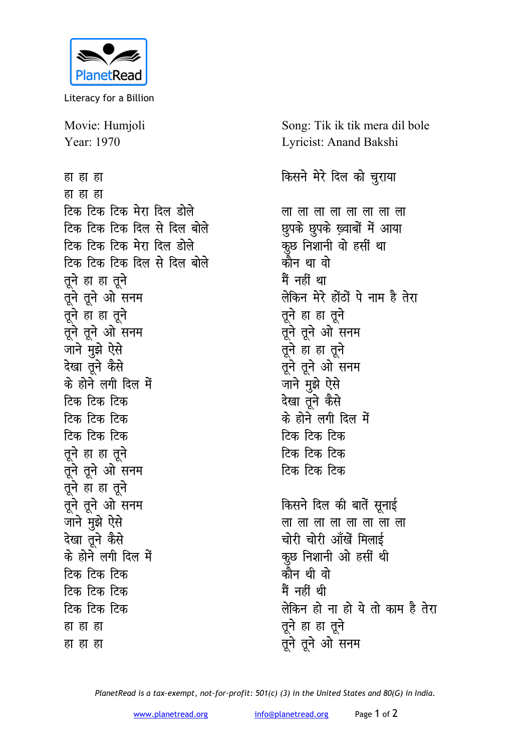PlanetRead

Literacy for a Billion

Movie: Humjoli
Year: 1970

Song: Tik ik tik mera dil bole
Lyricist: Anand Bakshi

हा हा हा
हा हा हा
टिक टिक टिक मेरा दिल डोले
टिक टिक टिक दिल से दिल बोले
टिक टिक टिक मेरा दिल डोले
टिक टिक टिक दिल से दिल बोले
तूने हा हा तूने
तूने तूने ओ सनम
तूने हा हा तूने
तूने तूने ओ सनम
जाने मुझे ऐसे
देखा तूने कैसे
के होने लगी दिल में
टिक टिक टिक
टिक टिक टिक
टिक टिक टिक
तूने हा हा तूने
तूने तूने ओ सनम
तूने हा हा तूने
तूने तूने ओ सनम
जाने मुझे ऐसे
देखा तूने कैसे
के होने लगी दिल में
टिक टिक टिक
टिक टिक टिक
टिक टिक टिक
हा हा हा
हा हा हा

किसने मेरे दिल को चुराया

ला ला ला ला ला ला ला ला
छुपके छुपके ख़्वाबों में आया
कुछ निशानी वो हसीं था
कौन था वो
मैं नहीं था
लेकिन मेरे होंठों पे नाम है तेरा
तूने हा हा तूने
तूने तूने ओ सनम
तूने हा हा तूने
तूने तूने ओ सनम
जाने मुझे ऐसे
देखा तूने कैसे
के होने लगी दिल में
टिक टिक टिक
टिक टिक टिक
टिक टिक टिक

किसने दिल की बातें सुनाई
ला ला ला ला ला ला ला ला
चोरी चोरी आँखें मिलाई
कुछ निशानी ओ हसीं थी
कौन थी वो
मैं नहीं थी
लेकिन हो ना हो ये तो काम है तेरा
तूने हा हा तूने
तूने तूने ओ सनम

*PlanetRead is a tax-exempt, not-for-profit: 501(c) (3) in the United States and 80(G) in India.*

www.planetread.org info@planetread.org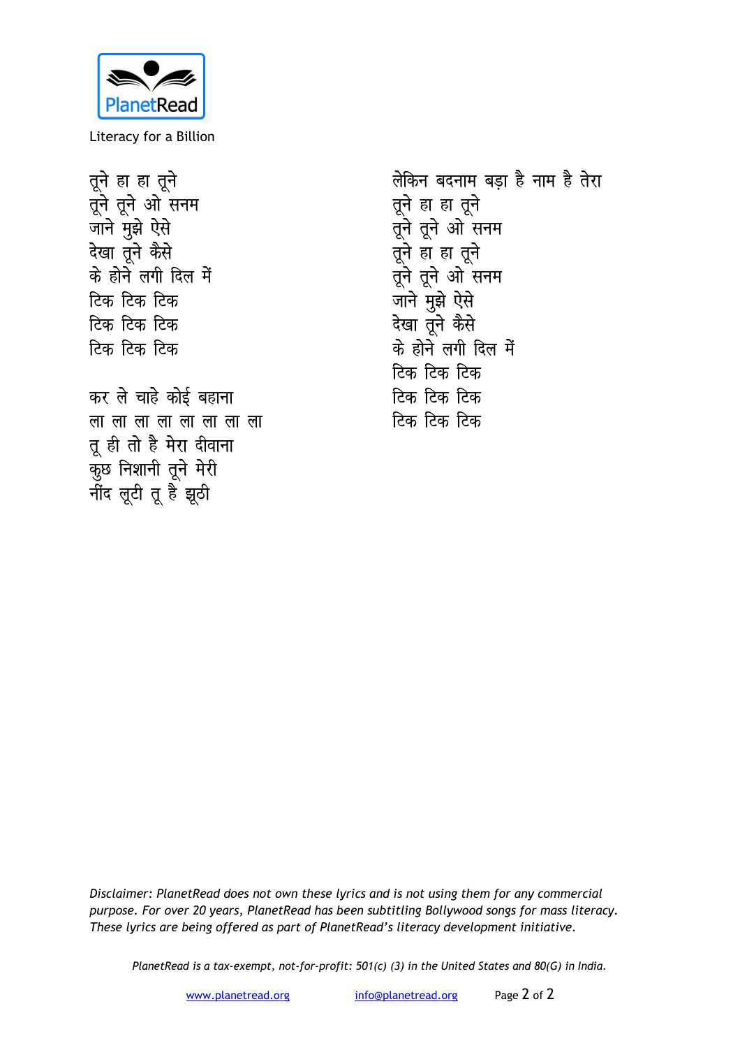PlanetRead

Literacy for a Billion

तूने हा हा तूने
तूने तूने ओ सनम
जाने मुझे ऐसे
देखा तूने कैसे
के होने लगी दिल में
टिक टिक टिक
टिक टिक टिक
टिक टिक टिक

कर ले चाहे कोई बहाना
ला ला ला ला ला ला ला ला
तू ही तो है मेरा दीवाना
कुछ निशानी तूने मेरी
नींद लूटी तू है झूठी

लेकिन बदनाम बड़ा है नाम है तेरा
तूने हा हा तूने
तूने तूने ओ सनम
तूने हा हा तूने
तूने तूने ओ सनम
जाने मुझे ऐसे
देखा तूने कैसे
के होने लगी दिल में
टिक टिक टिक
टिक टिक टिक
टिक टिक टिक

*Disclaimer: PlanetRead does not own these lyrics and is not using them for any commercial purpose. For over 20 years, PlanetRead has been subtitling Bollywood songs for mass literacy. These lyrics are being offered as part of PlanetRead's literacy development initiative.*

*PlanetRead is a tax-exempt, not-for-profit: 501(c) (3) in the United States and 80(G) in India.*

www.planetread.org info@planetread.org